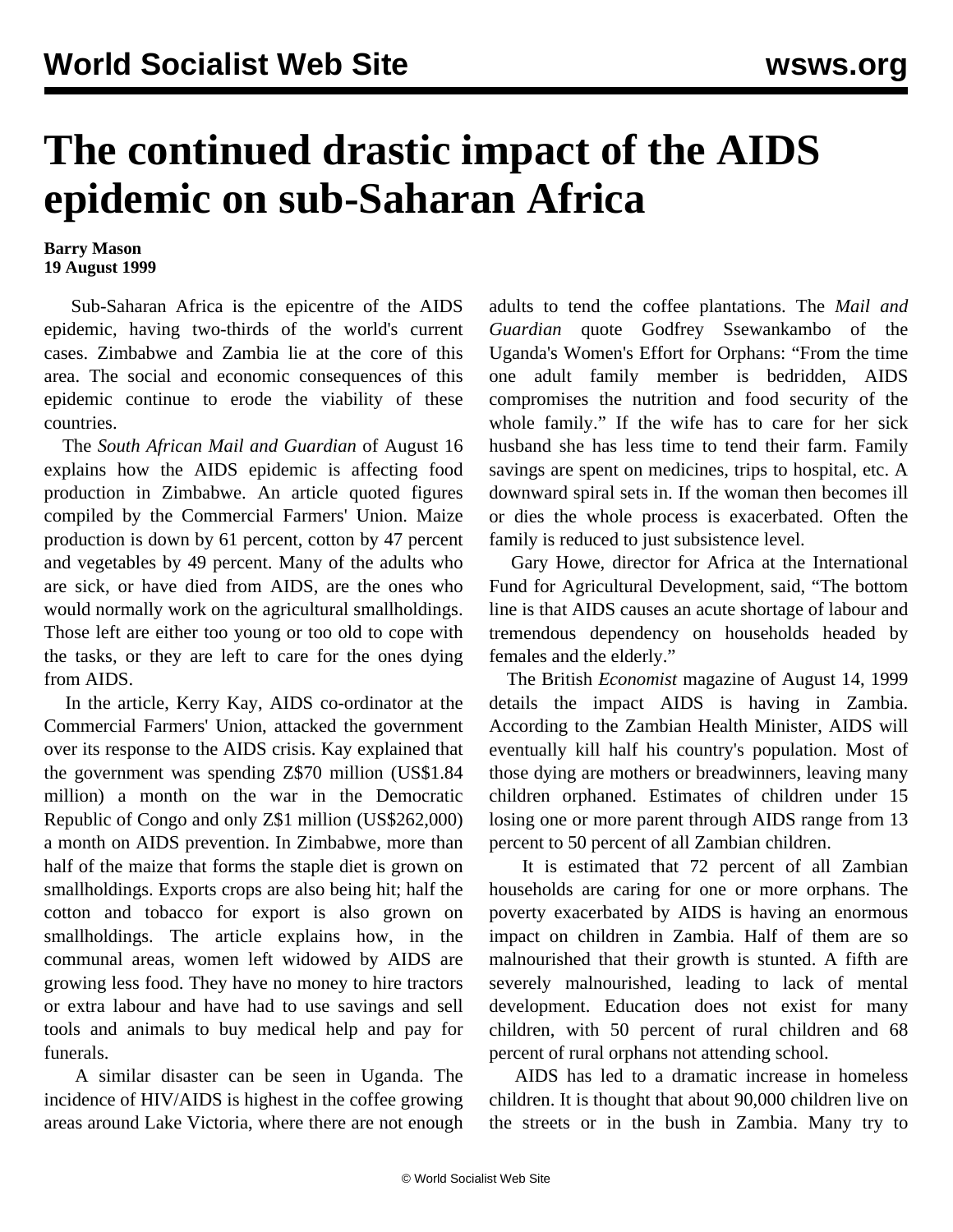# The continued drastic impact of the AIDS epidemic on sub-Saharan Africa

**Barry Mason**
**19 August 1999**

Sub-Saharan Africa is the epicentre of the AIDS epidemic, having two-thirds of the world's current cases. Zimbabwe and Zambia lie at the core of this area. The social and economic consequences of this epidemic continue to erode the viability of these countries.

The *South African Mail and Guardian* of August 16 explains how the AIDS epidemic is affecting food production in Zimbabwe. An article quoted figures compiled by the Commercial Farmers' Union. Maize production is down by 61 percent, cotton by 47 percent and vegetables by 49 percent. Many of the adults who are sick, or have died from AIDS, are the ones who would normally work on the agricultural smallholdings. Those left are either too young or too old to cope with the tasks, or they are left to care for the ones dying from AIDS.

In the article, Kerry Kay, AIDS co-ordinator at the Commercial Farmers' Union, attacked the government over its response to the AIDS crisis. Kay explained that the government was spending Z$70 million (US$1.84 million) a month on the war in the Democratic Republic of Congo and only Z$1 million (US$262,000) a month on AIDS prevention. In Zimbabwe, more than half of the maize that forms the staple diet is grown on smallholdings. Exports crops are also being hit; half the cotton and tobacco for export is also grown on smallholdings. The article explains how, in the communal areas, women left widowed by AIDS are growing less food. They have no money to hire tractors or extra labour and have had to use savings and sell tools and animals to buy medical help and pay for funerals.

A similar disaster can be seen in Uganda. The incidence of HIV/AIDS is highest in the coffee growing areas around Lake Victoria, where there are not enough adults to tend the coffee plantations. The *Mail and Guardian* quote Godfrey Ssewankambo of the Uganda's Women's Effort for Orphans: "From the time one adult family member is bedridden, AIDS compromises the nutrition and food security of the whole family." If the wife has to care for her sick husband she has less time to tend their farm. Family savings are spent on medicines, trips to hospital, etc. A downward spiral sets in. If the woman then becomes ill or dies the whole process is exacerbated. Often the family is reduced to just subsistence level.

Gary Howe, director for Africa at the International Fund for Agricultural Development, said, "The bottom line is that AIDS causes an acute shortage of labour and tremendous dependency on households headed by females and the elderly."

The British *Economist* magazine of August 14, 1999 details the impact AIDS is having in Zambia. According to the Zambian Health Minister, AIDS will eventually kill half his country's population. Most of those dying are mothers or breadwinners, leaving many children orphaned. Estimates of children under 15 losing one or more parent through AIDS range from 13 percent to 50 percent of all Zambian children.

It is estimated that 72 percent of all Zambian households are caring for one or more orphans. The poverty exacerbated by AIDS is having an enormous impact on children in Zambia. Half of them are so malnourished that their growth is stunted. A fifth are severely malnourished, leading to lack of mental development. Education does not exist for many children, with 50 percent of rural children and 68 percent of rural orphans not attending school.

AIDS has led to a dramatic increase in homeless children. It is thought that about 90,000 children live on the streets or in the bush in Zambia. Many try to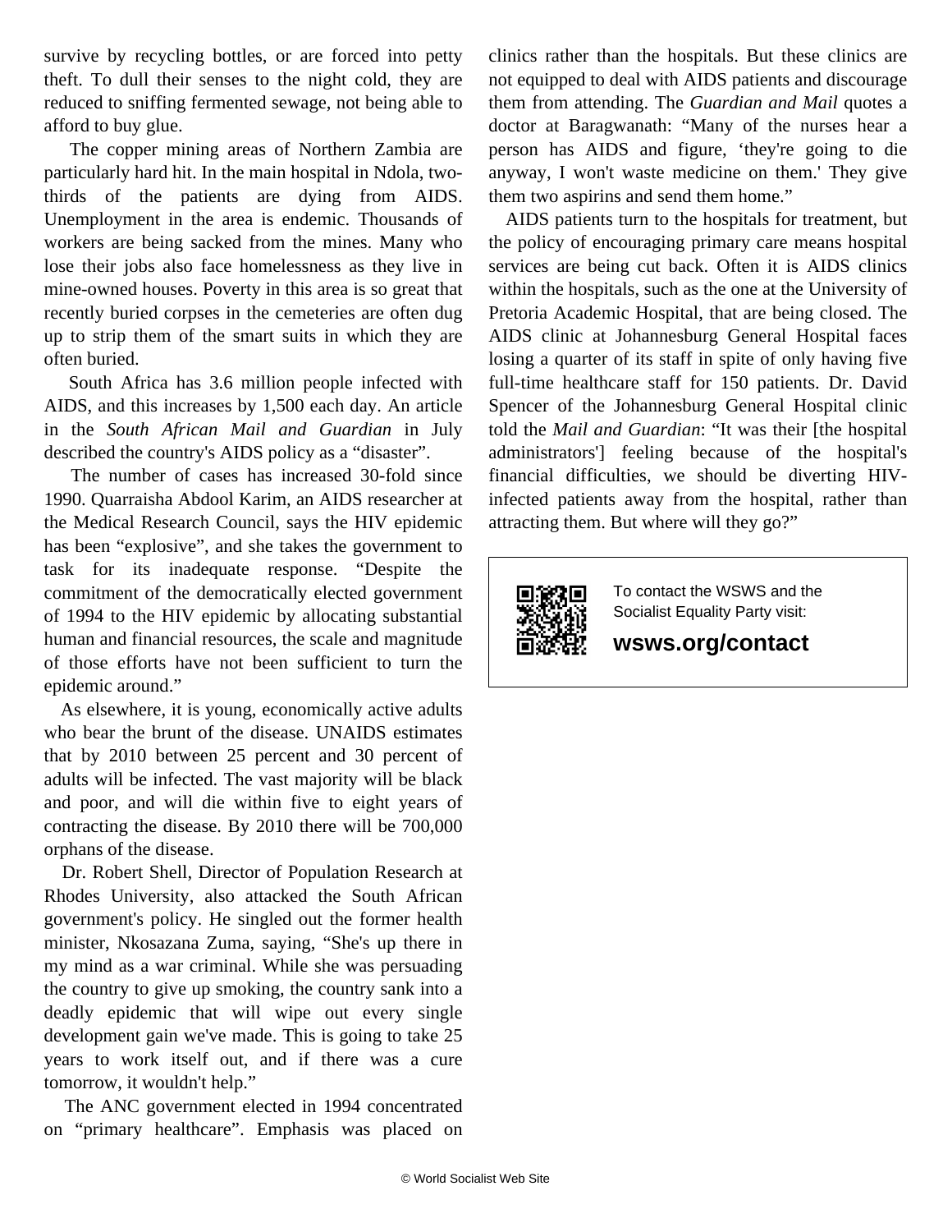survive by recycling bottles, or are forced into petty theft. To dull their senses to the night cold, they are reduced to sniffing fermented sewage, not being able to afford to buy glue.

The copper mining areas of Northern Zambia are particularly hard hit. In the main hospital in Ndola, two-thirds of the patients are dying from AIDS. Unemployment in the area is endemic. Thousands of workers are being sacked from the mines. Many who lose their jobs also face homelessness as they live in mine-owned houses. Poverty in this area is so great that recently buried corpses in the cemeteries are often dug up to strip them of the smart suits in which they are often buried.

South Africa has 3.6 million people infected with AIDS, and this increases by 1,500 each day. An article in the *South African Mail and Guardian* in July described the country's AIDS policy as a “disaster”.

The number of cases has increased 30-fold since 1990. Quarraisha Abdool Karim, an AIDS researcher at the Medical Research Council, says the HIV epidemic has been “explosive”, and she takes the government to task for its inadequate response. “Despite the commitment of the democratically elected government of 1994 to the HIV epidemic by allocating substantial human and financial resources, the scale and magnitude of those efforts have not been sufficient to turn the epidemic around.”

As elsewhere, it is young, economically active adults who bear the brunt of the disease. UNAIDS estimates that by 2010 between 25 percent and 30 percent of adults will be infected. The vast majority will be black and poor, and will die within five to eight years of contracting the disease. By 2010 there will be 700,000 orphans of the disease.

Dr. Robert Shell, Director of Population Research at Rhodes University, also attacked the South African government's policy. He singled out the former health minister, Nkosazana Zuma, saying, “She's up there in my mind as a war criminal. While she was persuading the country to give up smoking, the country sank into a deadly epidemic that will wipe out every single development gain we've made. This is going to take 25 years to work itself out, and if there was a cure tomorrow, it wouldn't help.”

The ANC government elected in 1994 concentrated on “primary healthcare”. Emphasis was placed on clinics rather than the hospitals. But these clinics are not equipped to deal with AIDS patients and discourage them from attending. The *Guardian and Mail* quotes a doctor at Baragwanath: “Many of the nurses hear a person has AIDS and figure, ‘they're going to die anyway, I won't waste medicine on them.' They give them two aspirins and send them home.”

AIDS patients turn to the hospitals for treatment, but the policy of encouraging primary care means hospital services are being cut back. Often it is AIDS clinics within the hospitals, such as the one at the University of Pretoria Academic Hospital, that are being closed. The AIDS clinic at Johannesburg General Hospital faces losing a quarter of its staff in spite of only having five full-time healthcare staff for 150 patients. Dr. David Spencer of the Johannesburg General Hospital clinic told the *Mail and Guardian*: “It was their [the hospital administrators'] feeling because of the hospital's financial difficulties, we should be diverting HIV-infected patients away from the hospital, rather than attracting them. But where will they go?”

To contact the WSWS and the Socialist Equality Party visit:

**wsws.org/contact**